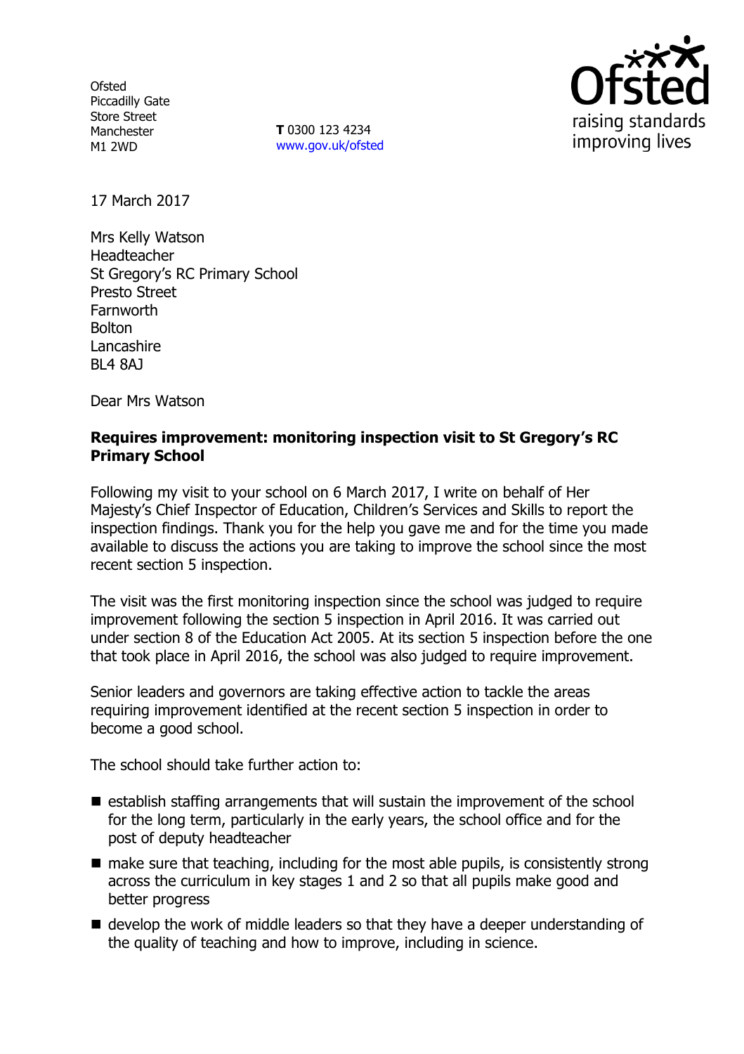Ofsted
Piccadilly Gate
Store Street
Manchester
M1 2WD

**T** 0300 123 4234
www.gov.uk/ofsted

17 March 2017

Mrs Kelly Watson
Headteacher
St Gregory's RC Primary School
Presto Street
Farnworth
Bolton
Lancashire
BL4 8AJ

Dear Mrs Watson

**Requires improvement: monitoring inspection visit to St Gregory's RC Primary School**

Following my visit to your school on 6 March 2017, I write on behalf of Her Majesty's Chief Inspector of Education, Children's Services and Skills to report the inspection findings. Thank you for the help you gave me and for the time you made available to discuss the actions you are taking to improve the school since the most recent section 5 inspection.

The visit was the first monitoring inspection since the school was judged to require improvement following the section 5 inspection in April 2016. It was carried out under section 8 of the Education Act 2005. At its section 5 inspection before the one that took place in April 2016, the school was also judged to require improvement.

Senior leaders and governors are taking effective action to tackle the areas requiring improvement identified at the recent section 5 inspection in order to become a good school.

The school should take further action to:

- establish staffing arrangements that will sustain the improvement of the school for the long term, particularly in the early years, the school office and for the post of deputy headteacher
- make sure that teaching, including for the most able pupils, is consistently strong across the curriculum in key stages 1 and 2 so that all pupils make good and better progress
- develop the work of middle leaders so that they have a deeper understanding of the quality of teaching and how to improve, including in science.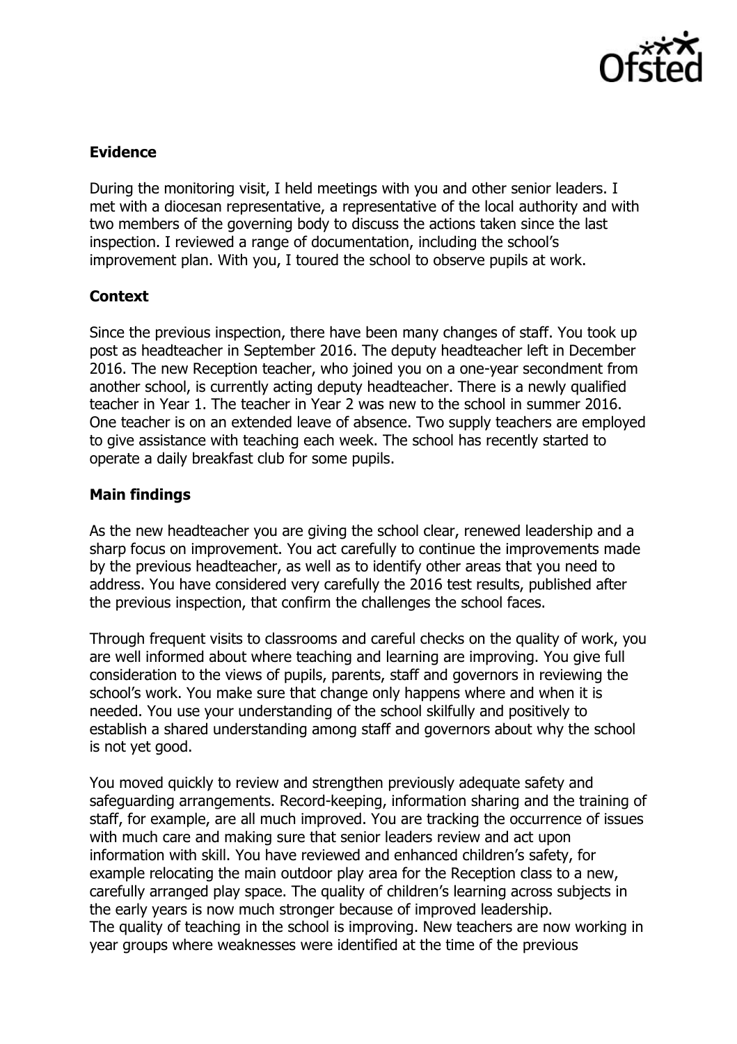### Evidence

During the monitoring visit, I held meetings with you and other senior leaders. I met with a diocesan representative, a representative of the local authority and with two members of the governing body to discuss the actions taken since the last inspection. I reviewed a range of documentation, including the school's improvement plan. With you, I toured the school to observe pupils at work.

### Context

Since the previous inspection, there have been many changes of staff. You took up post as headteacher in September 2016. The deputy headteacher left in December 2016. The new Reception teacher, who joined you on a one-year secondment from another school, is currently acting deputy headteacher. There is a newly qualified teacher in Year 1. The teacher in Year 2 was new to the school in summer 2016. One teacher is on an extended leave of absence. Two supply teachers are employed to give assistance with teaching each week. The school has recently started to operate a daily breakfast club for some pupils.

### Main findings

As the new headteacher you are giving the school clear, renewed leadership and a sharp focus on improvement. You act carefully to continue the improvements made by the previous headteacher, as well as to identify other areas that you need to address. You have considered very carefully the 2016 test results, published after the previous inspection, that confirm the challenges the school faces.

Through frequent visits to classrooms and careful checks on the quality of work, you are well informed about where teaching and learning are improving. You give full consideration to the views of pupils, parents, staff and governors in reviewing the school's work. You make sure that change only happens where and when it is needed. You use your understanding of the school skilfully and positively to establish a shared understanding among staff and governors about why the school is not yet good.

You moved quickly to review and strengthen previously adequate safety and safeguarding arrangements. Record-keeping, information sharing and the training of staff, for example, are all much improved. You are tracking the occurrence of issues with much care and making sure that senior leaders review and act upon information with skill. You have reviewed and enhanced children's safety, for example relocating the main outdoor play area for the Reception class to a new, carefully arranged play space. The quality of children's learning across subjects in the early years is now much stronger because of improved leadership.

The quality of teaching in the school is improving. New teachers are now working in year groups where weaknesses were identified at the time of the previous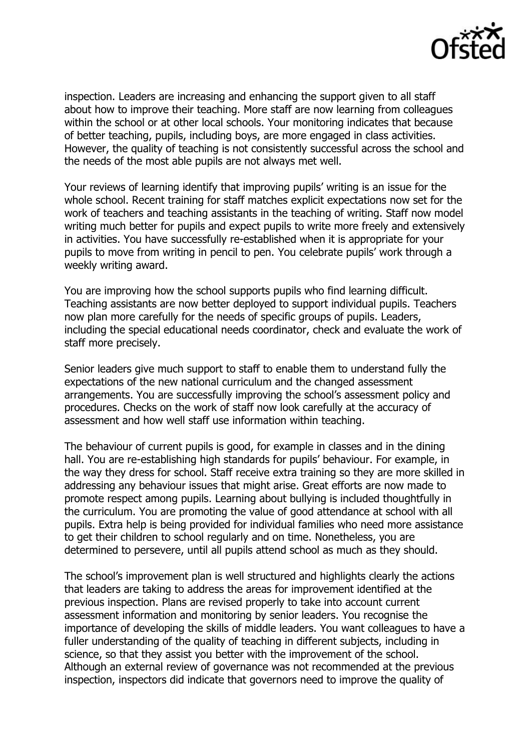inspection. Leaders are increasing and enhancing the support given to all staff about how to improve their teaching. More staff are now learning from colleagues within the school or at other local schools. Your monitoring indicates that because of better teaching, pupils, including boys, are more engaged in class activities. However, the quality of teaching is not consistently successful across the school and the needs of the most able pupils are not always met well.

Your reviews of learning identify that improving pupils' writing is an issue for the whole school. Recent training for staff matches explicit expectations now set for the work of teachers and teaching assistants in the teaching of writing. Staff now model writing much better for pupils and expect pupils to write more freely and extensively in activities. You have successfully re-established when it is appropriate for your pupils to move from writing in pencil to pen. You celebrate pupils' work through a weekly writing award.

You are improving how the school supports pupils who find learning difficult. Teaching assistants are now better deployed to support individual pupils. Teachers now plan more carefully for the needs of specific groups of pupils. Leaders, including the special educational needs coordinator, check and evaluate the work of staff more precisely.

Senior leaders give much support to staff to enable them to understand fully the expectations of the new national curriculum and the changed assessment arrangements. You are successfully improving the school's assessment policy and procedures. Checks on the work of staff now look carefully at the accuracy of assessment and how well staff use information within teaching.

The behaviour of current pupils is good, for example in classes and in the dining hall. You are re-establishing high standards for pupils' behaviour. For example, in the way they dress for school. Staff receive extra training so they are more skilled in addressing any behaviour issues that might arise. Great efforts are now made to promote respect among pupils. Learning about bullying is included thoughtfully in the curriculum. You are promoting the value of good attendance at school with all pupils. Extra help is being provided for individual families who need more assistance to get their children to school regularly and on time. Nonetheless, you are determined to persevere, until all pupils attend school as much as they should.

The school's improvement plan is well structured and highlights clearly the actions that leaders are taking to address the areas for improvement identified at the previous inspection. Plans are revised properly to take into account current assessment information and monitoring by senior leaders. You recognise the importance of developing the skills of middle leaders. You want colleagues to have a fuller understanding of the quality of teaching in different subjects, including in science, so that they assist you better with the improvement of the school. Although an external review of governance was not recommended at the previous inspection, inspectors did indicate that governors need to improve the quality of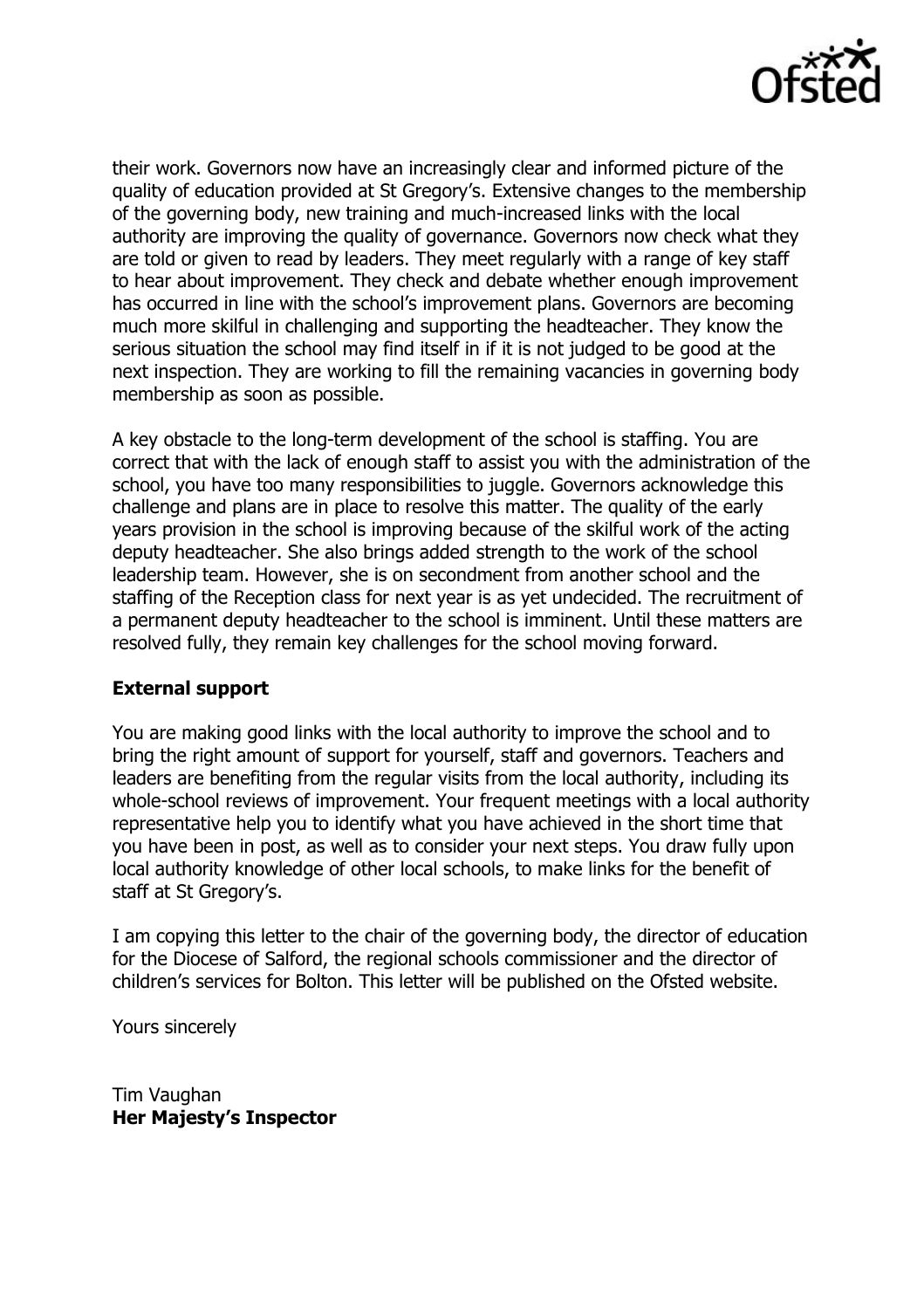their work. Governors now have an increasingly clear and informed picture of the quality of education provided at St Gregory's. Extensive changes to the membership of the governing body, new training and much-increased links with the local authority are improving the quality of governance. Governors now check what they are told or given to read by leaders. They meet regularly with a range of key staff to hear about improvement. They check and debate whether enough improvement has occurred in line with the school's improvement plans. Governors are becoming much more skilful in challenging and supporting the headteacher. They know the serious situation the school may find itself in if it is not judged to be good at the next inspection. They are working to fill the remaining vacancies in governing body membership as soon as possible.

A key obstacle to the long-term development of the school is staffing. You are correct that with the lack of enough staff to assist you with the administration of the school, you have too many responsibilities to juggle. Governors acknowledge this challenge and plans are in place to resolve this matter. The quality of the early years provision in the school is improving because of the skilful work of the acting deputy headteacher. She also brings added strength to the work of the school leadership team. However, she is on secondment from another school and the staffing of the Reception class for next year is as yet undecided. The recruitment of a permanent deputy headteacher to the school is imminent. Until these matters are resolved fully, they remain key challenges for the school moving forward.

### External support

You are making good links with the local authority to improve the school and to bring the right amount of support for yourself, staff and governors. Teachers and leaders are benefiting from the regular visits from the local authority, including its whole-school reviews of improvement. Your frequent meetings with a local authority representative help you to identify what you have achieved in the short time that you have been in post, as well as to consider your next steps. You draw fully upon local authority knowledge of other local schools, to make links for the benefit of staff at St Gregory's.

I am copying this letter to the chair of the governing body, the director of education for the Diocese of Salford, the regional schools commissioner and the director of children's services for Bolton. This letter will be published on the Ofsted website.

Yours sincerely

Tim Vaughan
**Her Majesty's Inspector**